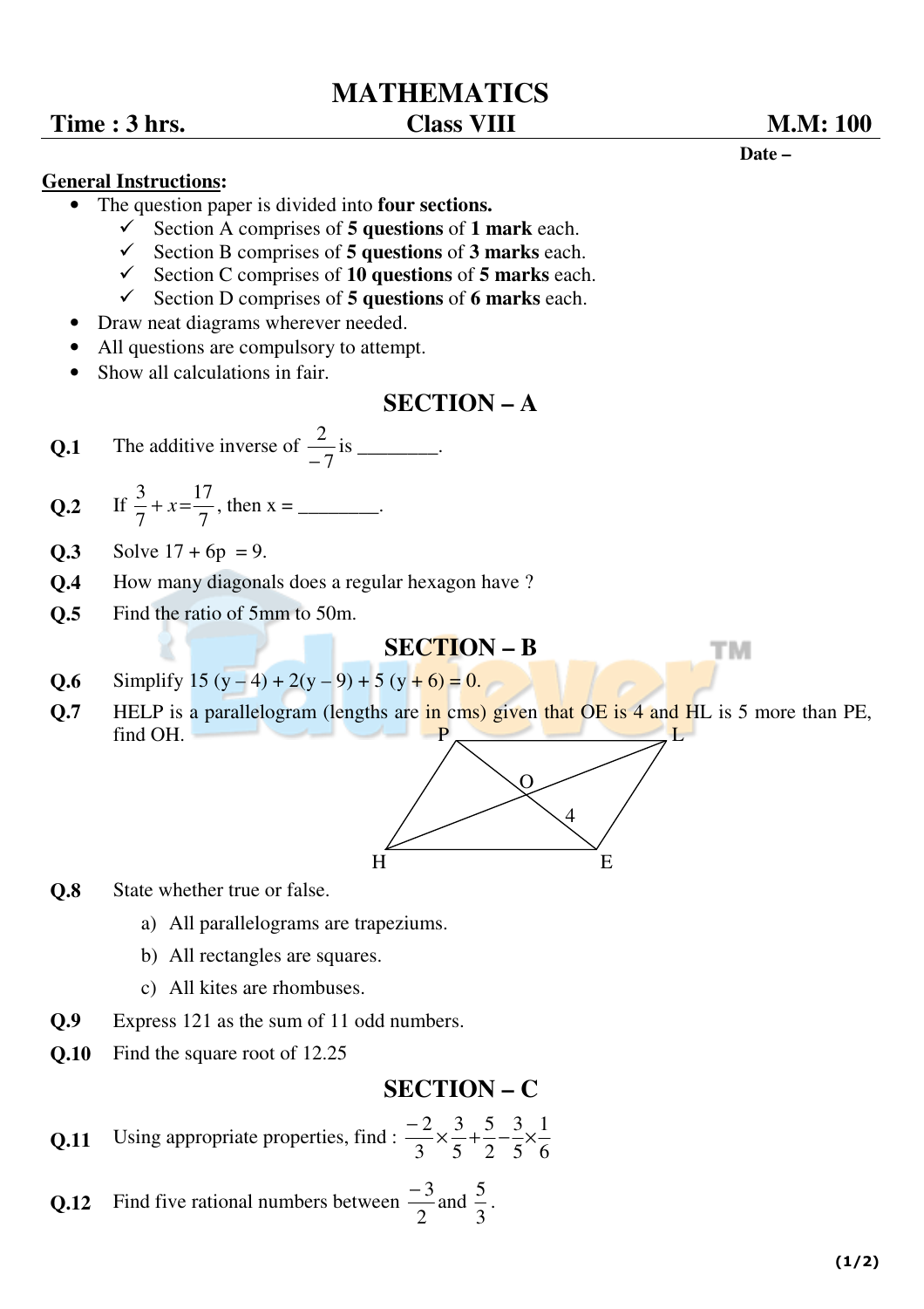# MATHEMATICS

**Time : 3 hrs.** | **Class VIII** | **M.M: 100**

**Date –**

**General Instructions:**

- The question paper is divided into **four sections.**
  - ✓ Section A comprises of **5 questions** of **1 mark** each.
  - ✓ Section B comprises of **5 questions** of **3 marks** each.
  - ✓ Section C comprises of **10 questions** of **5 marks** each.
  - ✓ Section D comprises of **5 questions** of **6 marks** each.
- Draw neat diagrams wherever needed.
- All questions are compulsory to attempt.
- Show all calculations in fair.

## SECTION – A

**Q.1** The additive inverse of $\frac{2}{-7}$ is ________.

**Q.2** If $\frac{3}{7} + x = \frac{17}{7}$, then x = ________.

**Q.3** Solve 17 + 6p = 9.

**Q.4** How many diagonals does a regular hexagon have ?

**Q.5** Find the ratio of 5mm to 50m.

## SECTION – B

**Q.6** Simplify 15 (y – 4) + 2(y – 9) + 5 (y + 6) = 0.

**Q.7** HELP is a parallelogram (lengths are in cms) given that OE is 4 and HL is 5 more than PE, find OH.

**Q.8** State whether true or false.

a) All parallelograms are trapeziums.

b) All rectangles are squares.

c) All kites are rhombuses.

**Q.9** Express 121 as the sum of 11 odd numbers.

**Q.10** Find the square root of 12.25

## SECTION – C

**Q.11** Using appropriate properties, find : $\frac{-2}{3} \times \frac{3}{5} + \frac{5}{2} - \frac{3}{5} \times \frac{1}{6}$

**Q.12** Find five rational numbers between $\frac{-3}{2}$ and $\frac{5}{3}$.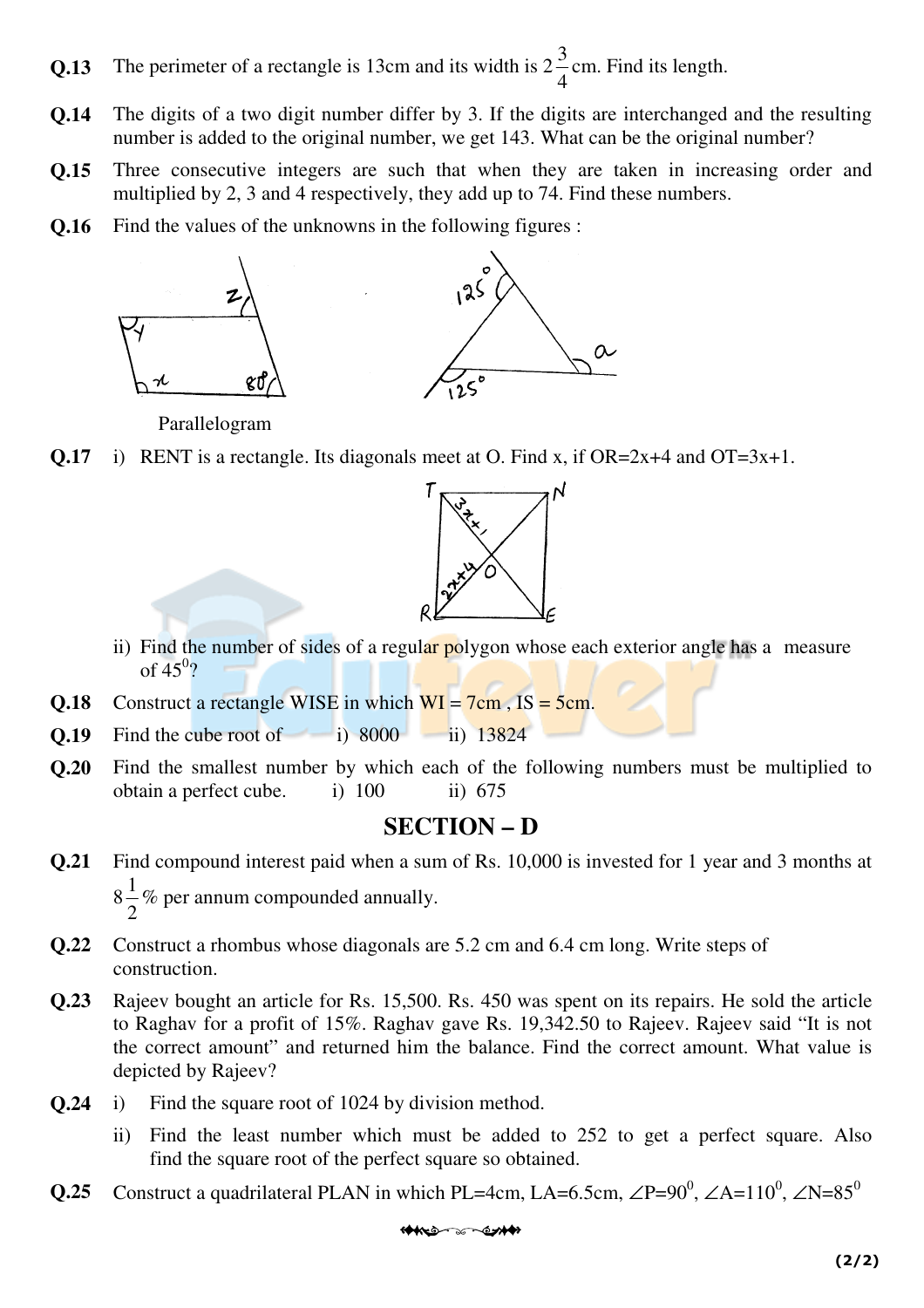**Q.13** The perimeter of a rectangle is 13cm and its width is $2\frac{3}{4}$ cm. Find its length.

**Q.14** The digits of a two digit number differ by 3. If the digits are interchanged and the resulting number is added to the original number, we get 143. What can be the original number?

**Q.15** Three consecutive integers are such that when they are taken in increasing order and multiplied by 2, 3 and 4 respectively, they add up to 74. Find these numbers.

**Q.16** Find the values of the unknowns in the following figures :

z
y
x
80°
Parallelogram

125°
a
125°

**Q.17** i) RENT is a rectangle. Its diagonals meet at O. Find x, if OR=2x+4 and OT=3x+1.

T
N
3x+1
O
2x+4
R
E

ii) Find the number of sides of a regular polygon whose each exterior angle has a measure of $45^0$?

**Q.18** Construct a rectangle WISE in which WI = 7cm , IS = 5cm.

**Q.19** Find the cube root of i) 8000 ii) 13824

**Q.20** Find the smallest number by which each of the following numbers must be multiplied to obtain a perfect cube. i) 100 ii) 675

## SECTION – D

**Q.21** Find compound interest paid when a sum of Rs. 10,000 is invested for 1 year and 3 months at $8\frac{1}{2}$% per annum compounded annually.

**Q.22** Construct a rhombus whose diagonals are 5.2 cm and 6.4 cm long. Write steps of construction.

**Q.23** Rajeev bought an article for Rs. 15,500. Rs. 450 was spent on its repairs. He sold the article to Raghav for a profit of 15%. Raghav gave Rs. 19,342.50 to Rajeev. Rajeev said "It is not the correct amount" and returned him the balance. Find the correct amount. What value is depicted by Rajeev?

**Q.24** i) Find the square root of 1024 by division method.

ii) Find the least number which must be added to 252 to get a perfect square. Also find the square root of the perfect square so obtained.

**Q.25** Construct a quadrilateral PLAN in which PL=4cm, LA=6.5cm, $\angle P=90^0$, $\angle A=110^0$, $\angle N=85^0$